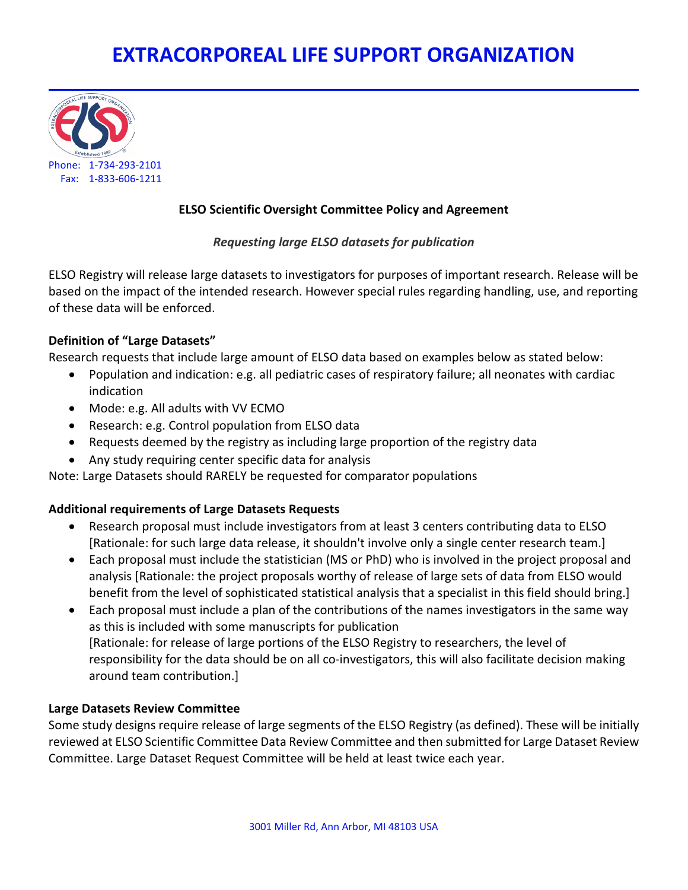# EXTRACORPOREAL LIFE SUPPORT ORGANIZATION

Phone: 1-734-293-2101
Fax: 1-833-606-1211

**ELSO Scientific Oversight Committee Policy and Agreement**

***Requesting large ELSO datasets for publication***

ELSO Registry will release large datasets to investigators for purposes of important research. Release will be based on the impact of the intended research. However special rules regarding handling, use, and reporting of these data will be enforced.

**Definition of "Large Datasets"**

Research requests that include large amount of ELSO data based on examples below as stated below:

- Population and indication: e.g. all pediatric cases of respiratory failure; all neonates with cardiac indication
- Mode: e.g. All adults with VV ECMO
- Research: e.g. Control population from ELSO data
- Requests deemed by the registry as including large proportion of the registry data
- Any study requiring center specific data for analysis

Note: Large Datasets should RARELY be requested for comparator populations

**Additional requirements of Large Datasets Requests**

- Research proposal must include investigators from at least 3 centers contributing data to ELSO [Rationale: for such large data release, it shouldn't involve only a single center research team.]
- Each proposal must include the statistician (MS or PhD) who is involved in the project proposal and analysis [Rationale: the project proposals worthy of release of large sets of data from ELSO would benefit from the level of sophisticated statistical analysis that a specialist in this field should bring.]
- Each proposal must include a plan of the contributions of the names investigators in the same way as this is included with some manuscripts for publication
  [Rationale: for release of large portions of the ELSO Registry to researchers, the level of responsibility for the data should be on all co-investigators, this will also facilitate decision making around team contribution.]

**Large Datasets Review Committee**

Some study designs require release of large segments of the ELSO Registry (as defined). These will be initially reviewed at ELSO Scientific Committee Data Review Committee and then submitted for Large Dataset Review Committee. Large Dataset Request Committee will be held at least twice each year.

3001 Miller Rd, Ann Arbor, MI 48103 USA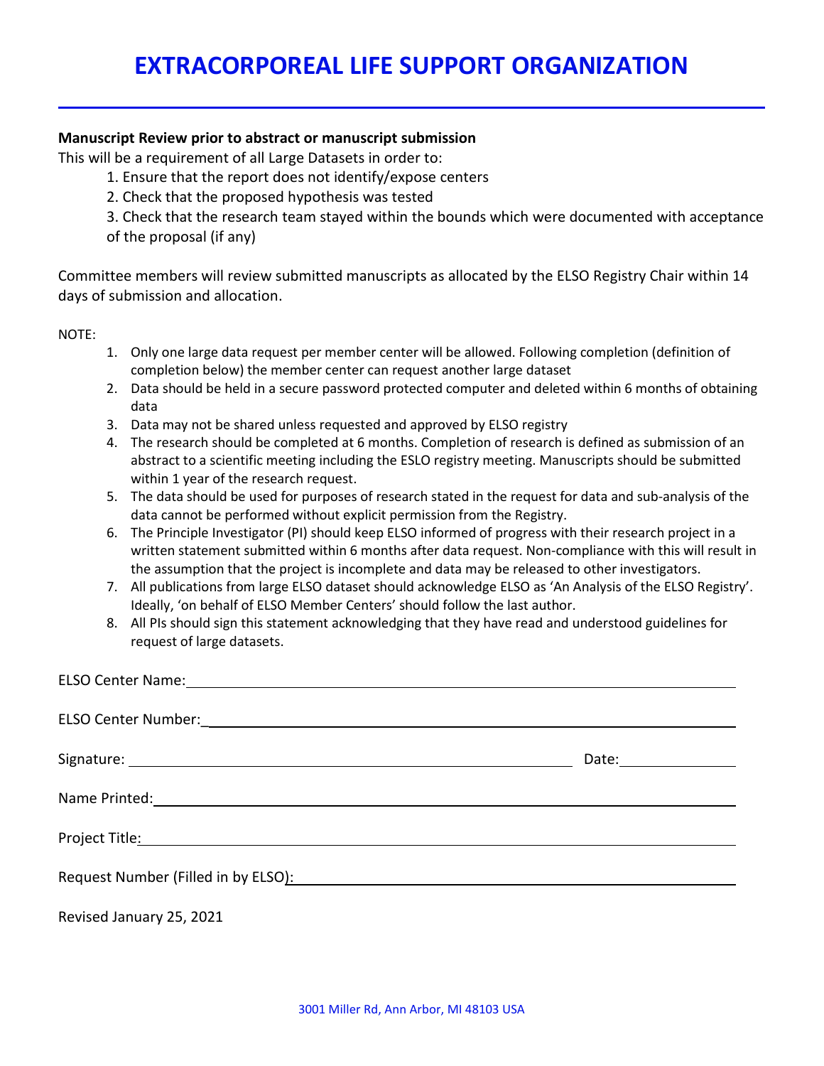# EXTRACORPOREAL LIFE SUPPORT ORGANIZATION

**Manuscript Review prior to abstract or manuscript submission**

This will be a requirement of all Large Datasets in order to:

1. Ensure that the report does not identify/expose centers
2. Check that the proposed hypothesis was tested
3. Check that the research team stayed within the bounds which were documented with acceptance of the proposal (if any)

Committee members will review submitted manuscripts as allocated by the ELSO Registry Chair within 14 days of submission and allocation.

NOTE:

1. Only one large data request per member center will be allowed. Following completion (definition of completion below) the member center can request another large dataset
2. Data should be held in a secure password protected computer and deleted within 6 months of obtaining data
3. Data may not be shared unless requested and approved by ELSO registry
4. The research should be completed at 6 months. Completion of research is defined as submission of an abstract to a scientific meeting including the ESLO registry meeting. Manuscripts should be submitted within 1 year of the research request.
5. The data should be used for purposes of research stated in the request for data and sub-analysis of the data cannot be performed without explicit permission from the Registry.
6. The Principle Investigator (PI) should keep ELSO informed of progress with their research project in a written statement submitted within 6 months after data request. Non-compliance with this will result in the assumption that the project is incomplete and data may be released to other investigators.
7. All publications from large ELSO dataset should acknowledge ELSO as 'An Analysis of the ELSO Registry'. Ideally, 'on behalf of ELSO Member Centers' should follow the last author.
8. All PIs should sign this statement acknowledging that they have read and understood guidelines for request of large datasets.

ELSO Center Name: ______________________________

ELSO Center Number: ______________________________

Signature: ______________________________ Date: ______________

Name Printed: ______________________________

Project Title: ______________________________

Request Number (Filled in by ELSO): ______________________________

Revised January 25, 2021

3001 Miller Rd, Ann Arbor, MI 48103 USA